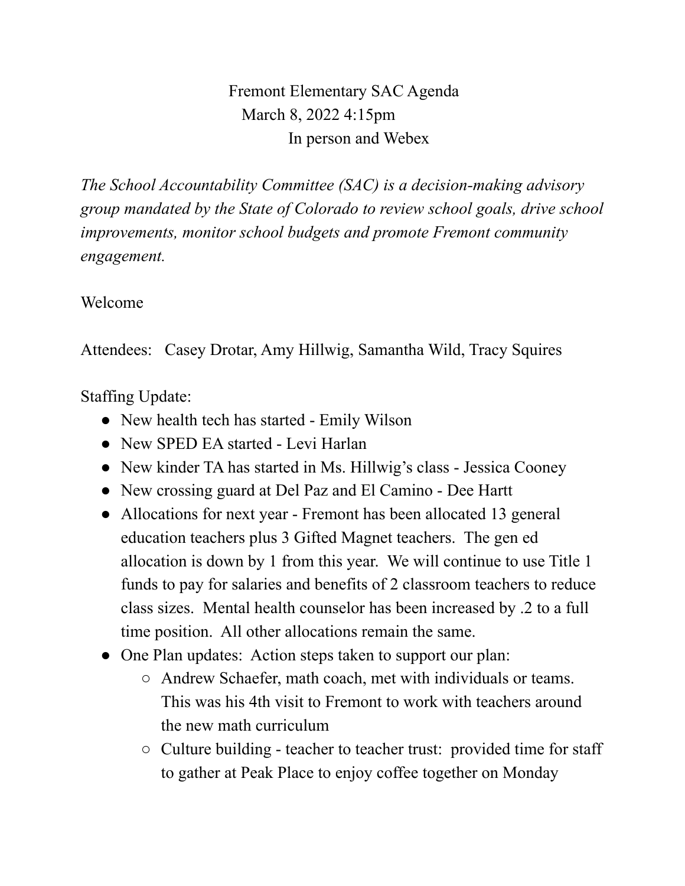# Fremont Elementary SAC Agenda

March 8, 2022 4:15pm

In person and Webex

*The School Accountability Committee (SAC) is a decision-making advisory group mandated by the State of Colorado to review school goals, drive school improvements, monitor school budgets and promote Fremont community engagement.*

Welcome

Attendees: Casey Drotar, Amy Hillwig, Samantha Wild, Tracy Squires

Staffing Update:

- New health tech has started - Emily Wilson
- New SPED EA started - Levi Harlan
- New kinder TA has started in Ms. Hillwig's class - Jessica Cooney
- New crossing guard at Del Paz and El Camino - Dee Hartt
- Allocations for next year - Fremont has been allocated 13 general education teachers plus 3 Gifted Magnet teachers. The gen ed allocation is down by 1 from this year. We will continue to use Title 1 funds to pay for salaries and benefits of 2 classroom teachers to reduce class sizes. Mental health counselor has been increased by .2 to a full time position. All other allocations remain the same.
- One Plan updates: Action steps taken to support our plan:
  - Andrew Schaefer, math coach, met with individuals or teams. This was his 4th visit to Fremont to work with teachers around the new math curriculum
  - Culture building - teacher to teacher trust: provided time for staff to gather at Peak Place to enjoy coffee together on Monday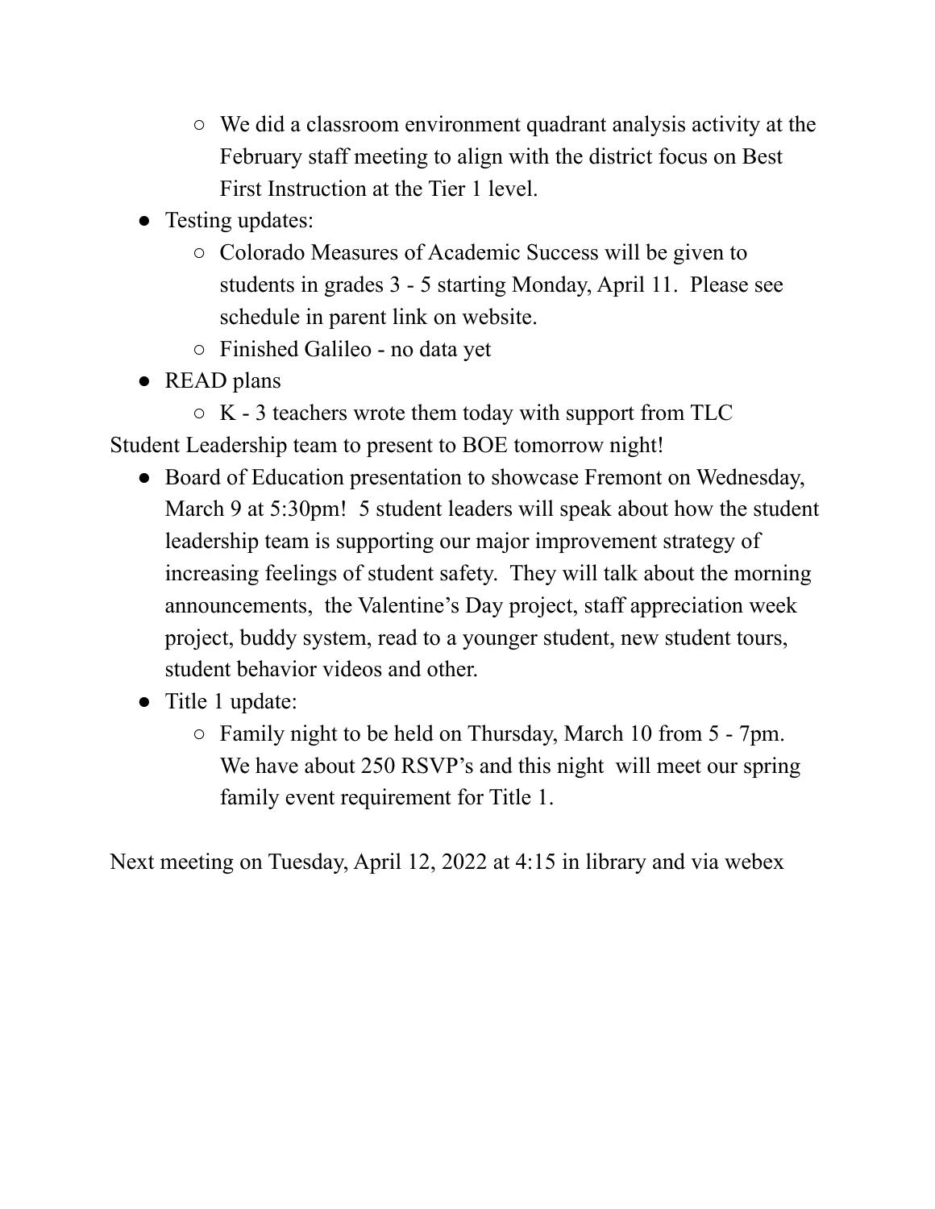- We did a classroom environment quadrant analysis activity at the February staff meeting to align with the district focus on Best First Instruction at the Tier 1 level.
- Testing updates:
    - Colorado Measures of Academic Success will be given to students in grades 3 - 5 starting Monday, April 11. Please see schedule in parent link on website.
    - Finished Galileo - no data yet
- READ plans
    - K - 3 teachers wrote them today with support from TLC

Student Leadership team to present to BOE tomorrow night!

- Board of Education presentation to showcase Fremont on Wednesday, March 9 at 5:30pm! 5 student leaders will speak about how the student leadership team is supporting our major improvement strategy of increasing feelings of student safety. They will talk about the morning announcements, the Valentine's Day project, staff appreciation week project, buddy system, read to a younger student, new student tours, student behavior videos and other.
- Title 1 update:
    - Family night to be held on Thursday, March 10 from 5 - 7pm. We have about 250 RSVP's and this night will meet our spring family event requirement for Title 1.

Next meeting on Tuesday, April 12, 2022 at 4:15 in library and via webex